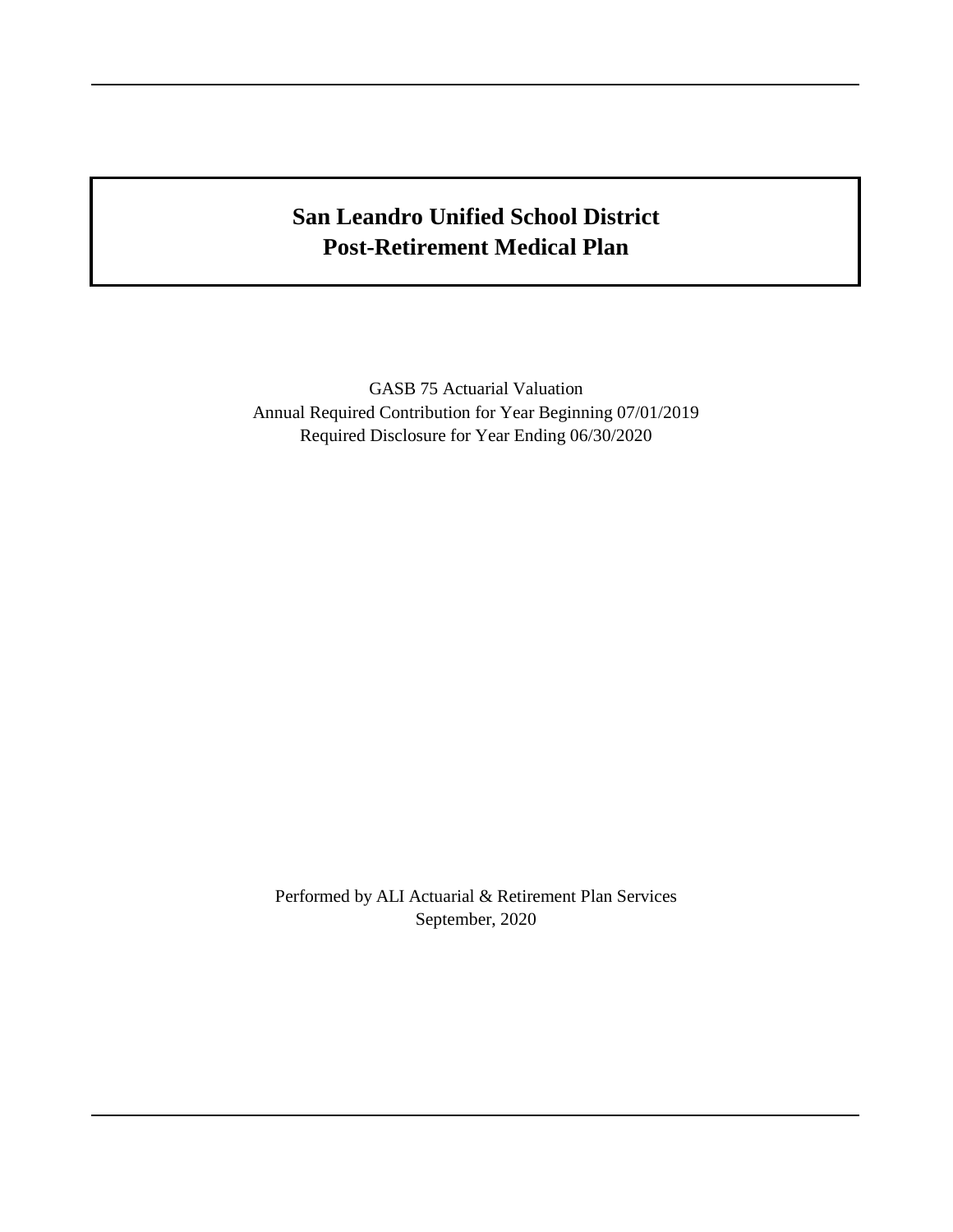# San Leandro Unified School District
# Post-Retirement Medical Plan

GASB 75 Actuarial Valuation

Annual Required Contribution for Year Beginning 07/01/2019

Required Disclosure for Year Ending 06/30/2020

Performed by ALI Actuarial & Retirement Plan Services

September, 2020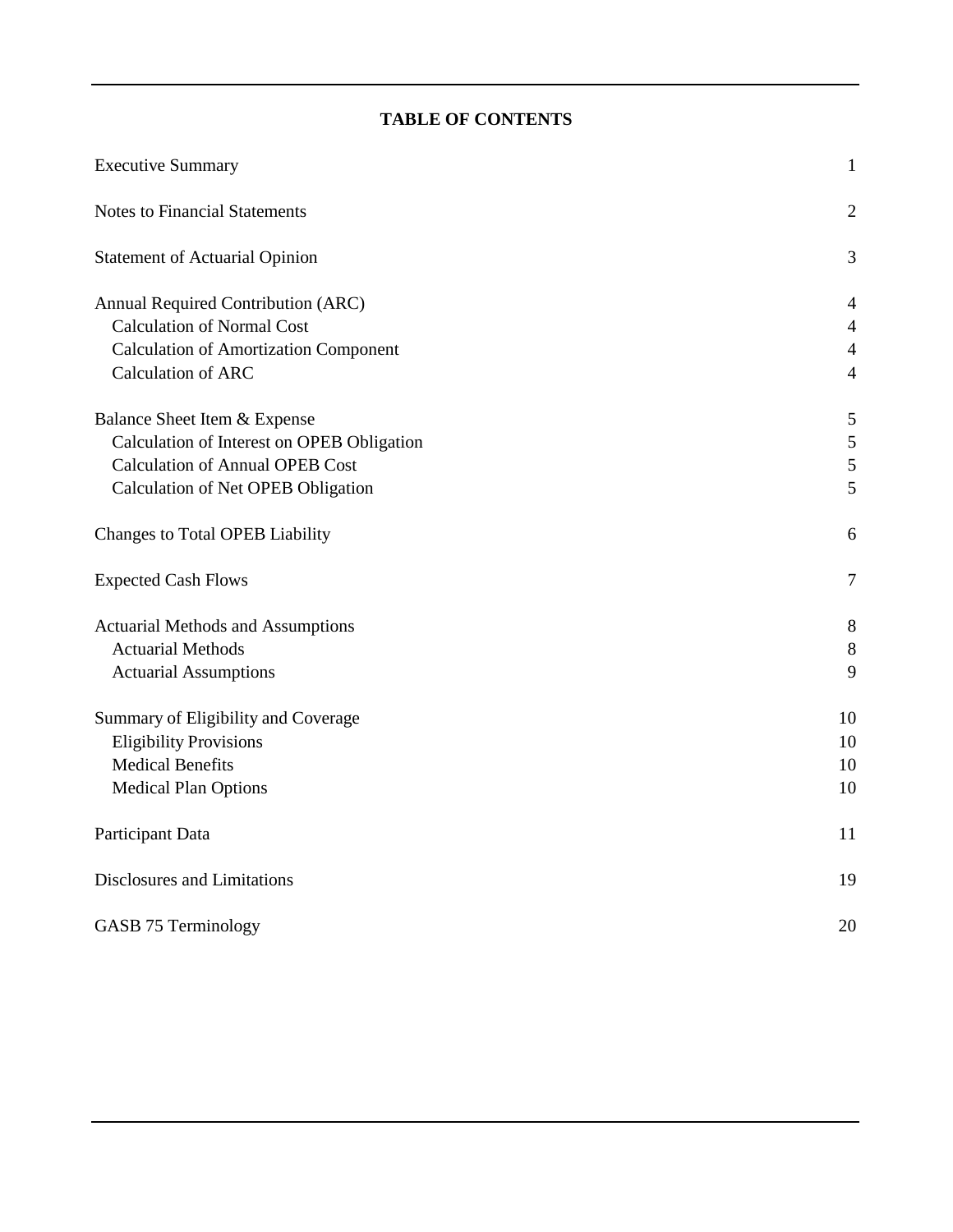# TABLE OF CONTENTS

| | |
|---|---|
| Executive Summary | 1 |
| Notes to Financial Statements | 2 |
| Statement of Actuarial Opinion | 3 |
| Annual Required Contribution (ARC) | 4 |
| Calculation of Normal Cost | 4 |
| Calculation of Amortization Component | 4 |
| Calculation of ARC | 4 |
| Balance Sheet Item & Expense | 5 |
| Calculation of Interest on OPEB Obligation | 5 |
| Calculation of Annual OPEB Cost | 5 |
| Calculation of Net OPEB Obligation | 5 |
| Changes to Total OPEB Liability | 6 |
| Expected Cash Flows | 7 |
| Actuarial Methods and Assumptions | 8 |
| Actuarial Methods | 8 |
| Actuarial Assumptions | 9 |
| Summary of Eligibility and Coverage | 10 |
| Eligibility Provisions | 10 |
| Medical Benefits | 10 |
| Medical Plan Options | 10 |
| Participant Data | 11 |
| Disclosures and Limitations | 19 |
| GASB 75 Terminology | 20 |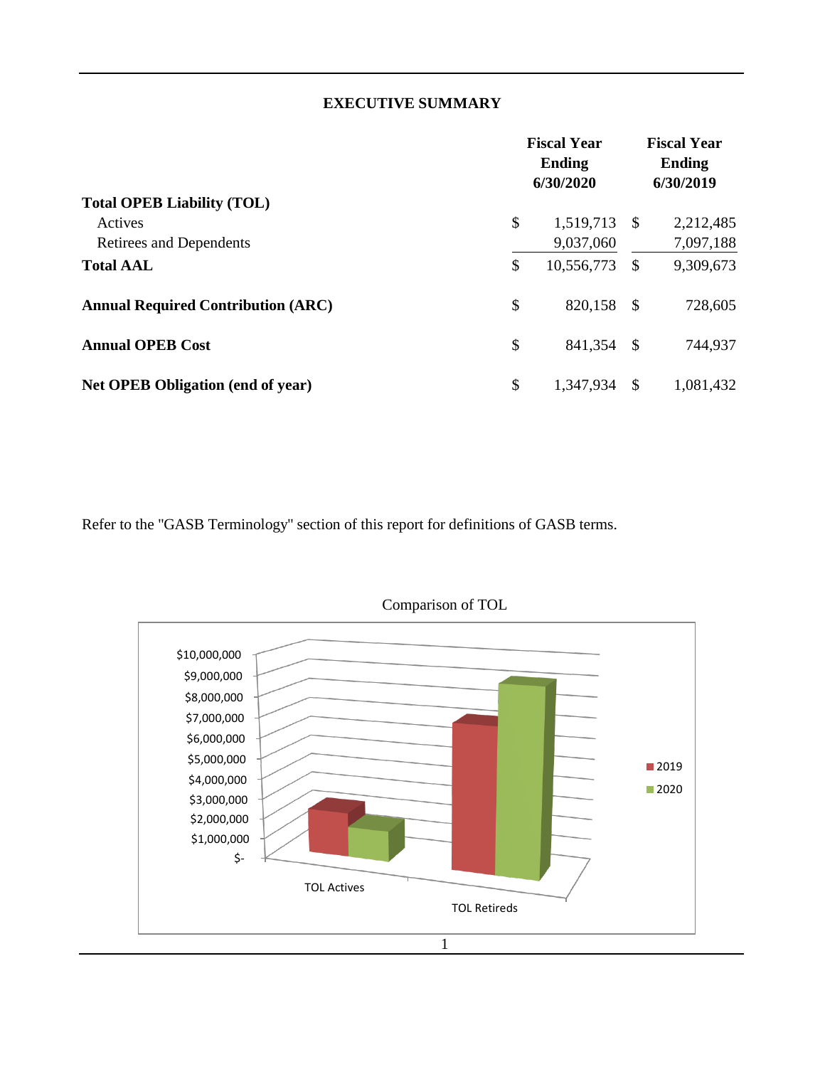# EXECUTIVE SUMMARY

| | Fiscal Year Ending 6/30/2020 | Fiscal Year Ending 6/30/2019 |
|---|---|---|
| **Total OPEB Liability (TOL)** | | |
| Actives | $ 1,519,713 | $ 2,212,485 |
| Retirees and Dependents | 9,037,060 | 7,097,188 |
| **Total AAL** | $ 10,556,773 | $ 9,309,673 |
| **Annual Required Contribution (ARC)** | $ 820,158 | $ 728,605 |
| **Annual OPEB Cost** | $ 841,354 | $ 744,937 |
| **Net OPEB Obligation (end of year)** | $ 1,347,934 | $ 1,081,432 |

Refer to the "GASB Terminology" section of this report for definitions of GASB terms.

Comparison of TOL

| | 2019 | 2020 |
|---|---|---|
| TOL Actives | | |
| TOL Retireds | | |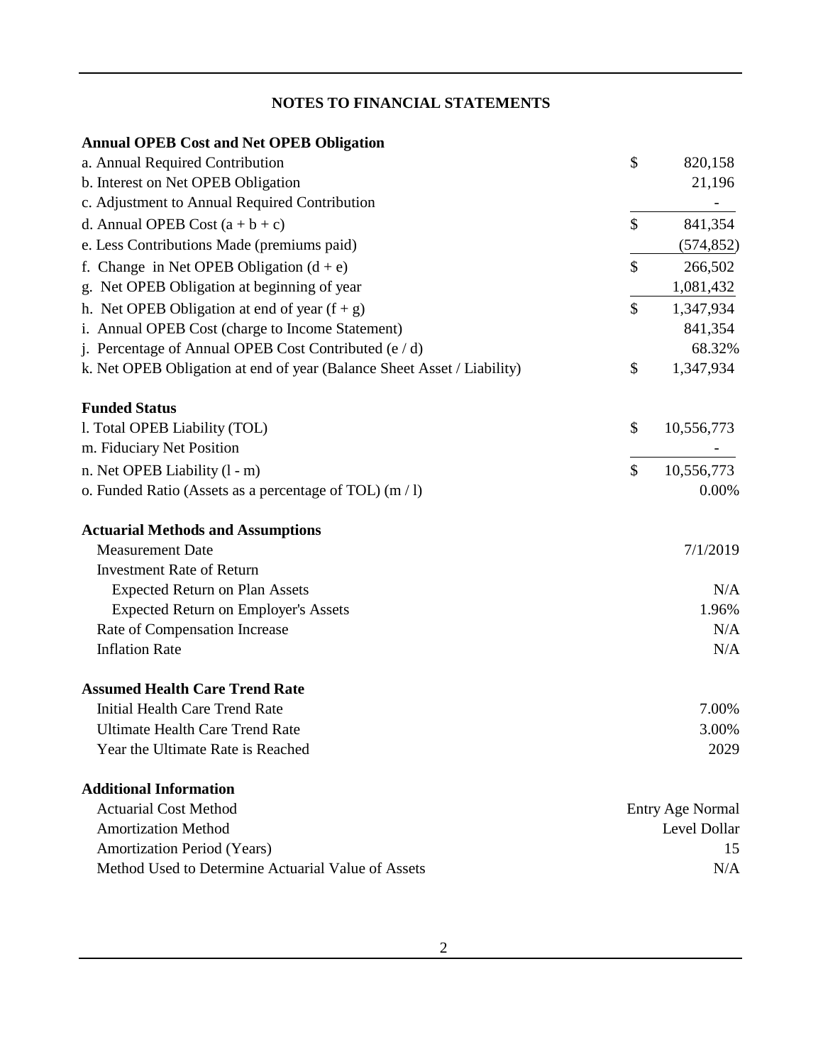## NOTES TO FINANCIAL STATEMENTS

**Annual OPEB Cost and Net OPEB Obligation**

| | | |
|---|---|---|
| a. Annual Required Contribution | $ | 820,158 |
| b. Interest on Net OPEB Obligation | | 21,196 |
| c. Adjustment to Annual Required Contribution | | - |
| d. Annual OPEB Cost (a + b + c) | $ | 841,354 |
| e. Less Contributions Made (premiums paid) | | (574,852) |
| f. Change in Net OPEB Obligation (d + e) | $ | 266,502 |
| g. Net OPEB Obligation at beginning of year | | 1,081,432 |
| h. Net OPEB Obligation at end of year (f + g) | $ | 1,347,934 |
| i. Annual OPEB Cost (charge to Income Statement) | | 841,354 |
| j. Percentage of Annual OPEB Cost Contributed (e / d) | | 68.32% |
| k. Net OPEB Obligation at end of year (Balance Sheet Asset / Liability) | $ | 1,347,934 |

**Funded Status**

| | | |
|---|---|---|
| l. Total OPEB Liability (TOL) | $ | 10,556,773 |
| m. Fiduciary Net Position | | - |
| n. Net OPEB Liability (l - m) | $ | 10,556,773 |
| o. Funded Ratio (Assets as a percentage of TOL) (m / l) | | 0.00% |

**Actuarial Methods and Assumptions**

| | |
|---|---|
| Measurement Date | 7/1/2019 |
| Investment Rate of Return | |
| Expected Return on Plan Assets | N/A |
| Expected Return on Employer's Assets | 1.96% |
| Rate of Compensation Increase | N/A |
| Inflation Rate | N/A |

**Assumed Health Care Trend Rate**

| | |
|---|---|
| Initial Health Care Trend Rate | 7.00% |
| Ultimate Health Care Trend Rate | 3.00% |
| Year the Ultimate Rate is Reached | 2029 |

**Additional Information**

| | |
|---|---|
| Actuarial Cost Method | Entry Age Normal |
| Amortization Method | Level Dollar |
| Amortization Period (Years) | 15 |
| Method Used to Determine Actuarial Value of Assets | N/A |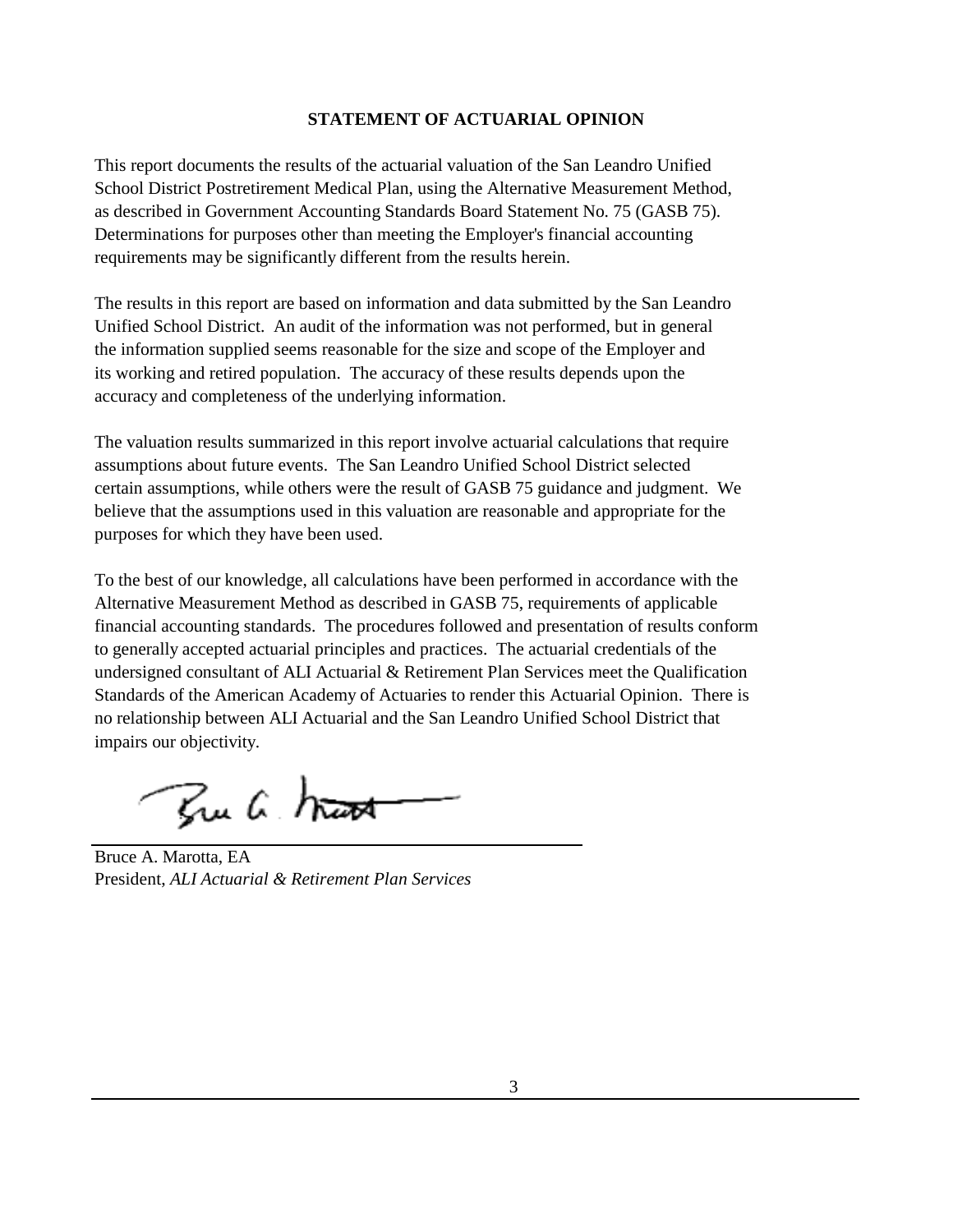## STATEMENT OF ACTUARIAL OPINION

This report documents the results of the actuarial valuation of the San Leandro Unified School District Postretirement Medical Plan, using the Alternative Measurement Method, as described in Government Accounting Standards Board Statement No. 75 (GASB 75). Determinations for purposes other than meeting the Employer's financial accounting requirements may be significantly different from the results herein.

The results in this report are based on information and data submitted by the San Leandro Unified School District. An audit of the information was not performed, but in general the information supplied seems reasonable for the size and scope of the Employer and its working and retired population. The accuracy of these results depends upon the accuracy and completeness of the underlying information.

The valuation results summarized in this report involve actuarial calculations that require assumptions about future events. The San Leandro Unified School District selected certain assumptions, while others were the result of GASB 75 guidance and judgment. We believe that the assumptions used in this valuation are reasonable and appropriate for the purposes for which they have been used.

To the best of our knowledge, all calculations have been performed in accordance with the Alternative Measurement Method as described in GASB 75, requirements of applicable financial accounting standards. The procedures followed and presentation of results conform to generally accepted actuarial principles and practices. The actuarial credentials of the undersigned consultant of ALI Actuarial & Retirement Plan Services meet the Qualification Standards of the American Academy of Actuaries to render this Actuarial Opinion. There is no relationship between ALI Actuarial and the San Leandro Unified School District that impairs our objectivity.

Bruce A. Marotta, EA
President, *ALI Actuarial & Retirement Plan Services*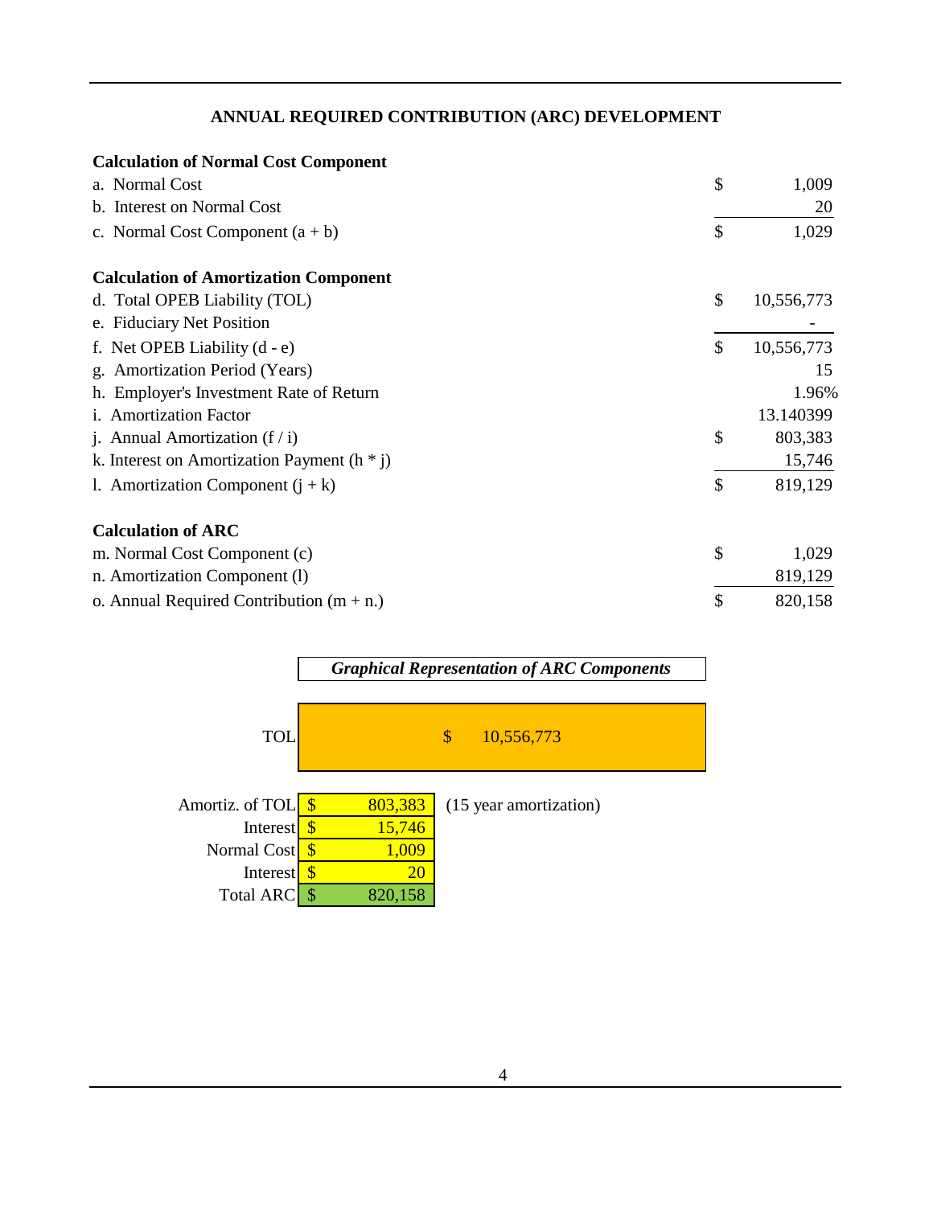## ANNUAL REQUIRED CONTRIBUTION (ARC) DEVELOPMENT

| | | |
|---|---|---|
| **Calculation of Normal Cost Component** | | |
| a. Normal Cost | $ | 1,009 |
| b. Interest on Normal Cost | | 20 |
| c. Normal Cost Component (a + b) | $ | 1,029 |
| | | |
| **Calculation of Amortization Component** | | |
| d. Total OPEB Liability (TOL) | $ | 10,556,773 |
| e. Fiduciary Net Position | | - |
| f. Net OPEB Liability (d - e) | $ | 10,556,773 |
| g. Amortization Period (Years) | | 15 |
| h. Employer's Investment Rate of Return | | 1.96% |
| i. Amortization Factor | | 13.140399 |
| j. Annual Amortization (f / i) | $ | 803,383 |
| k. Interest on Amortization Payment (h * j) | | 15,746 |
| l. Amortization Component (j + k) | $ | 819,129 |
| | | |
| **Calculation of ARC** | | |
| m. Normal Cost Component (c) | $ | 1,029 |
| n. Amortization Component (l) | | 819,129 |
| o. Annual Required Contribution (m + n.) | $ | 820,158 |

***Graphical Representation of ARC Components***

| | | | |
|---|---|---|---|
| TOL | $ | 10,556,773 | |
| Amortiz. of TOL | $ | 803,383 | (15 year amortization) |
| Interest | $ | 15,746 | |
| Normal Cost | $ | 1,009 | |
| Interest | $ | 20 | |
| Total ARC | $ | 820,158 | |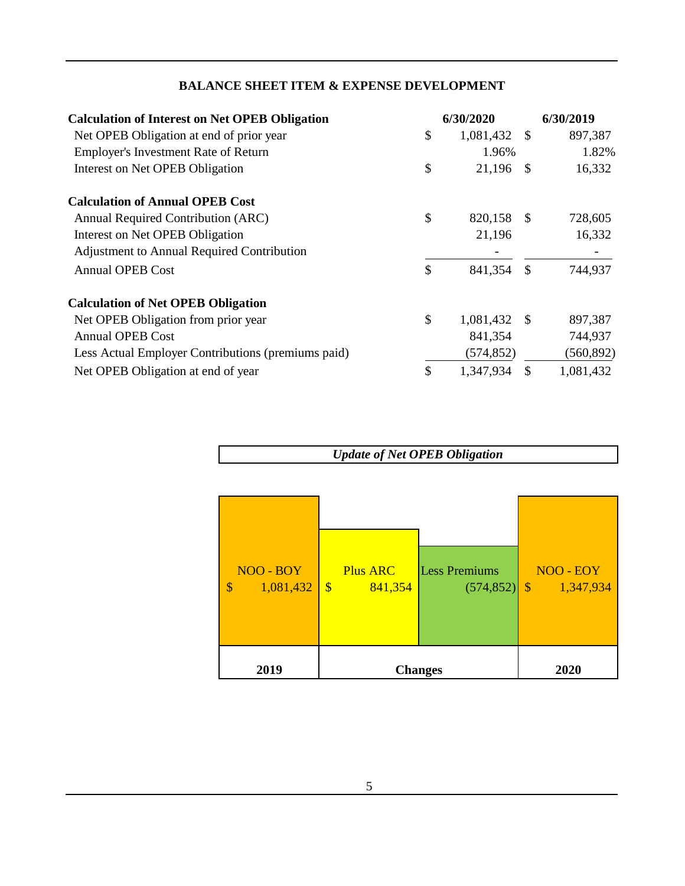## BALANCE SHEET ITEM & EXPENSE DEVELOPMENT

| | 6/30/2020 | 6/30/2019 |
|---|---|---|
| **Calculation of Interest on Net OPEB Obligation** | | |
| Net OPEB Obligation at end of prior year | $ 1,081,432 | $ 897,387 |
| Employer's Investment Rate of Return | 1.96% | 1.82% |
| Interest on Net OPEB Obligation | $ 21,196 | $ 16,332 |
| **Calculation of Annual OPEB Cost** | | |
| Annual Required Contribution (ARC) | $ 820,158 | $ 728,605 |
| Interest on Net OPEB Obligation | 21,196 | 16,332 |
| Adjustment to Annual Required Contribution | - | - |
| Annual OPEB Cost | $ 841,354 | $ 744,937 |
| **Calculation of Net OPEB Obligation** | | |
| Net OPEB Obligation from prior year | $ 1,081,432 | $ 897,387 |
| Annual OPEB Cost | 841,354 | 744,937 |
| Less Actual Employer Contributions (premiums paid) | (574,852) | (560,892) |
| Net OPEB Obligation at end of year | $ 1,347,934 | $ 1,081,432 |

***Update of Net OPEB Obligation***

| NOO - BOY | Plus ARC | Less Premiums | NOO - EOY |
|---|---|---|---|
| $ 1,081,432 | $ 841,354 | (574,852) | $ 1,347,934 |
| **2019** | **Changes** | | **2020** |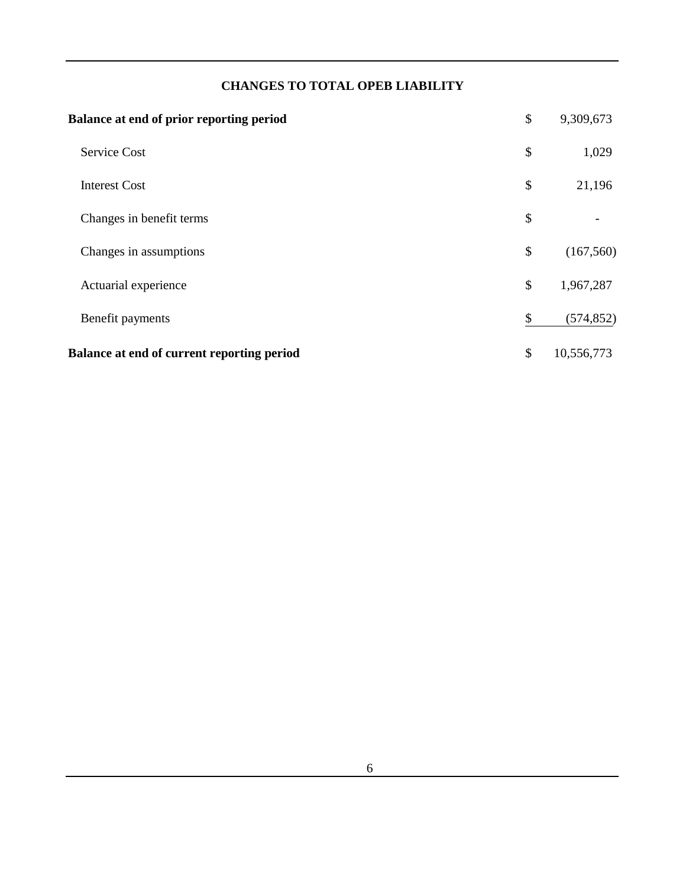## CHANGES TO TOTAL OPEB LIABILITY

| | | |
|---|---|---|
| **Balance at end of prior reporting period** | $ | 9,309,673 |
| Service Cost | $ | 1,029 |
| Interest Cost | $ | 21,196 |
| Changes in benefit terms | $ | - |
| Changes in assumptions | $ | (167,560) |
| Actuarial experience | $ | 1,967,287 |
| Benefit payments | $ | (574,852) |
| **Balance at end of current reporting period** | $ | 10,556,773 |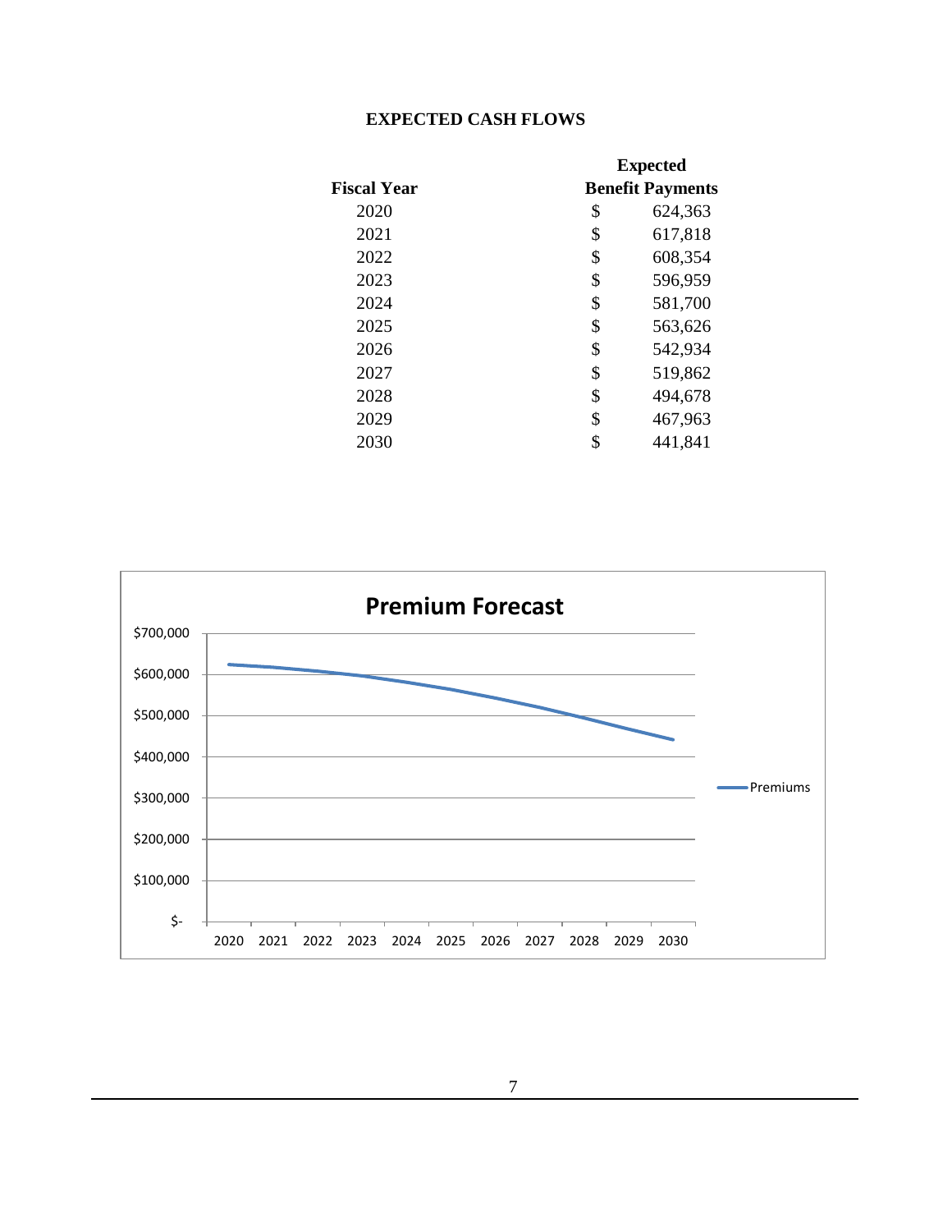**EXPECTED CASH FLOWS**

| Fiscal Year | Expected Benefit Payments |
|---|---|
| 2020 | $ 624,363 |
| 2021 | $ 617,818 |
| 2022 | $ 608,354 |
| 2023 | $ 596,959 |
| 2024 | $ 581,700 |
| 2025 | $ 563,626 |
| 2026 | $ 542,934 |
| 2027 | $ 519,862 |
| 2028 | $ 494,678 |
| 2029 | $ 467,963 |
| 2030 | $ 441,841 |

**Premium Forecast**

$700,000
$600,000
$500,000
$400,000
$300,000
$200,000
$100,000
$-

2020 2021 2022 2023 2024 2025 2026 2027 2028 2029 2030

Premiums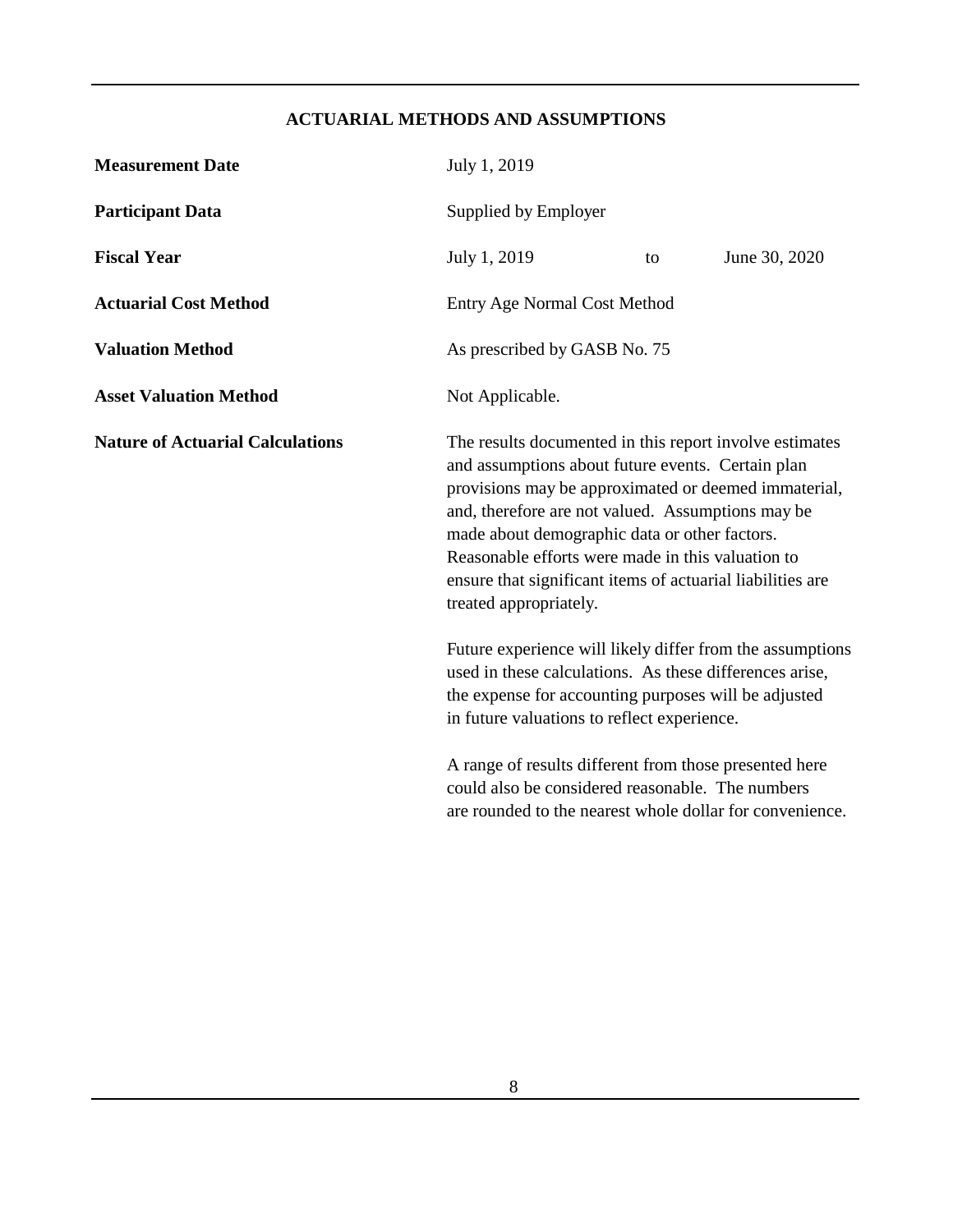## ACTUARIAL METHODS AND ASSUMPTIONS

| | |
|---|---|
| **Measurement Date** | July 1, 2019 |
| **Participant Data** | Supplied by Employer |
| **Fiscal Year** | July 1, 2019 to June 30, 2020 |
| **Actuarial Cost Method** | Entry Age Normal Cost Method |
| **Valuation Method** | As prescribed by GASB No. 75 |
| **Asset Valuation Method** | Not Applicable. |

**Nature of Actuarial Calculations**

The results documented in this report involve estimates and assumptions about future events. Certain plan provisions may be approximated or deemed immaterial, and, therefore are not valued. Assumptions may be made about demographic data or other factors. Reasonable efforts were made in this valuation to ensure that significant items of actuarial liabilities are treated appropriately.

Future experience will likely differ from the assumptions used in these calculations. As these differences arise, the expense for accounting purposes will be adjusted in future valuations to reflect experience.

A range of results different from those presented here could also be considered reasonable. The numbers are rounded to the nearest whole dollar for convenience.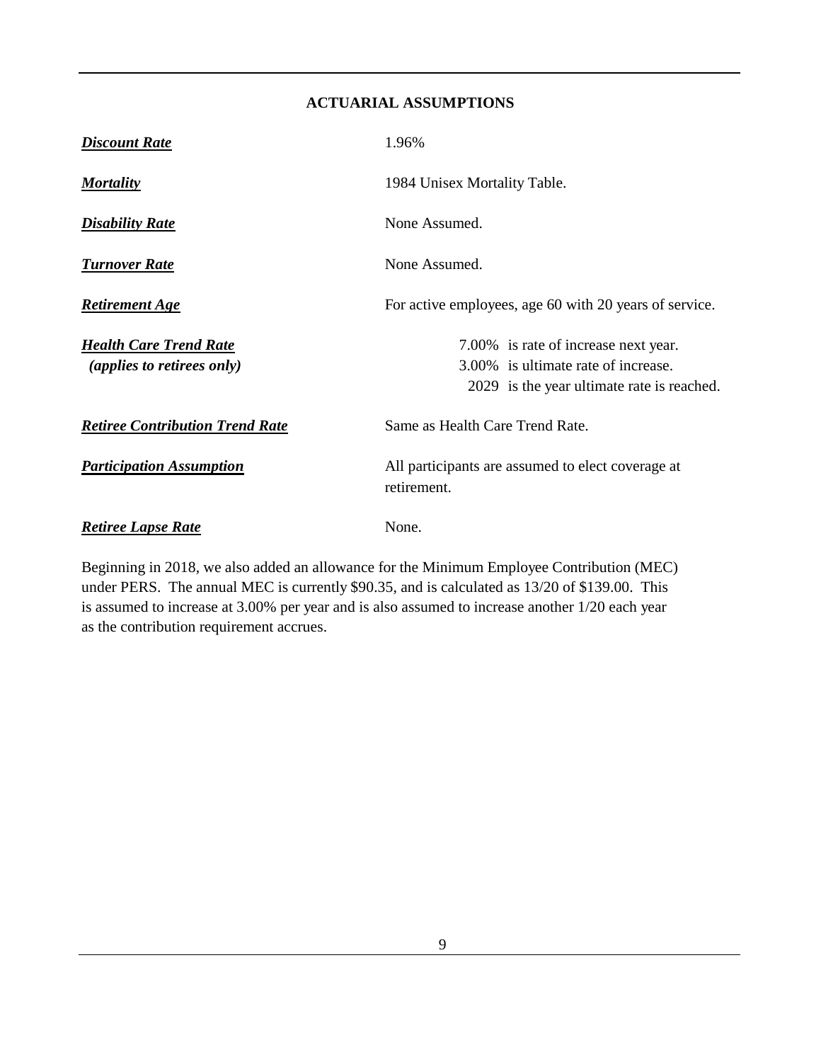## ACTUARIAL ASSUMPTIONS

| | |
|---|---|
| ***Discount Rate*** | 1.96% |
| ***Mortality*** | 1984 Unisex Mortality Table. |
| ***Disability Rate*** | None Assumed. |
| ***Turnover Rate*** | None Assumed. |
| ***Retirement Age*** | For active employees, age 60 with 20 years of service. |
| ***Health Care Trend Rate*** *(applies to retirees only)* | 7.00% is rate of increase next year.<br>3.00% is ultimate rate of increase.<br>2029 is the year ultimate rate is reached. |
| ***Retiree Contribution Trend Rate*** | Same as Health Care Trend Rate. |
| ***Participation Assumption*** | All participants are assumed to elect coverage at retirement. |
| ***Retiree Lapse Rate*** | None. |

Beginning in 2018, we also added an allowance for the Minimum Employee Contribution (MEC) under PERS. The annual MEC is currently $90.35, and is calculated as 13/20 of $139.00. This is assumed to increase at 3.00% per year and is also assumed to increase another 1/20 each year as the contribution requirement accrues.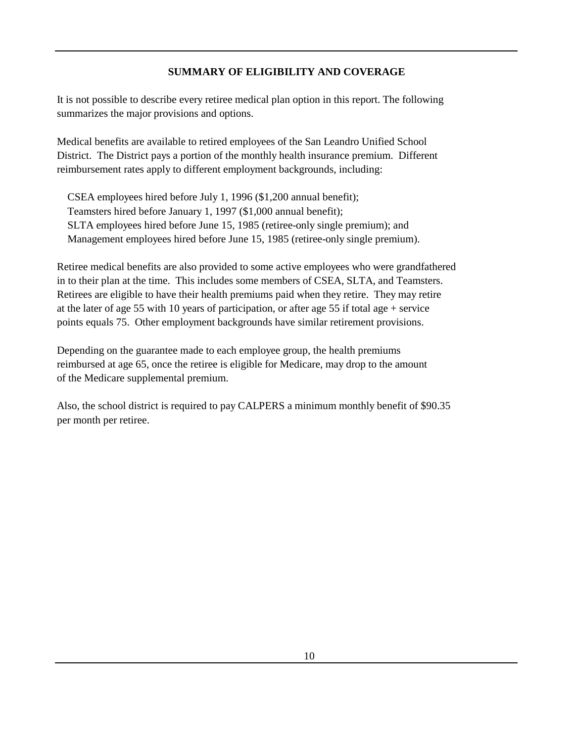## SUMMARY OF ELIGIBILITY AND COVERAGE

It is not possible to describe every retiree medical plan option in this report. The following summarizes the major provisions and options.

Medical benefits are available to retired employees of the San Leandro Unified School District. The District pays a portion of the monthly health insurance premium. Different reimbursement rates apply to different employment backgrounds, including:

CSEA employees hired before July 1, 1996 ($1,200 annual benefit);
Teamsters hired before January 1, 1997 ($1,000 annual benefit);
SLTA employees hired before June 15, 1985 (retiree-only single premium); and
Management employees hired before June 15, 1985 (retiree-only single premium).

Retiree medical benefits are also provided to some active employees who were grandfathered in to their plan at the time. This includes some members of CSEA, SLTA, and Teamsters. Retirees are eligible to have their health premiums paid when they retire. They may retire at the later of age 55 with 10 years of participation, or after age 55 if total age + service points equals 75. Other employment backgrounds have similar retirement provisions.

Depending on the guarantee made to each employee group, the health premiums reimbursed at age 65, once the retiree is eligible for Medicare, may drop to the amount of the Medicare supplemental premium.

Also, the school district is required to pay CALPERS a minimum monthly benefit of $90.35 per month per retiree.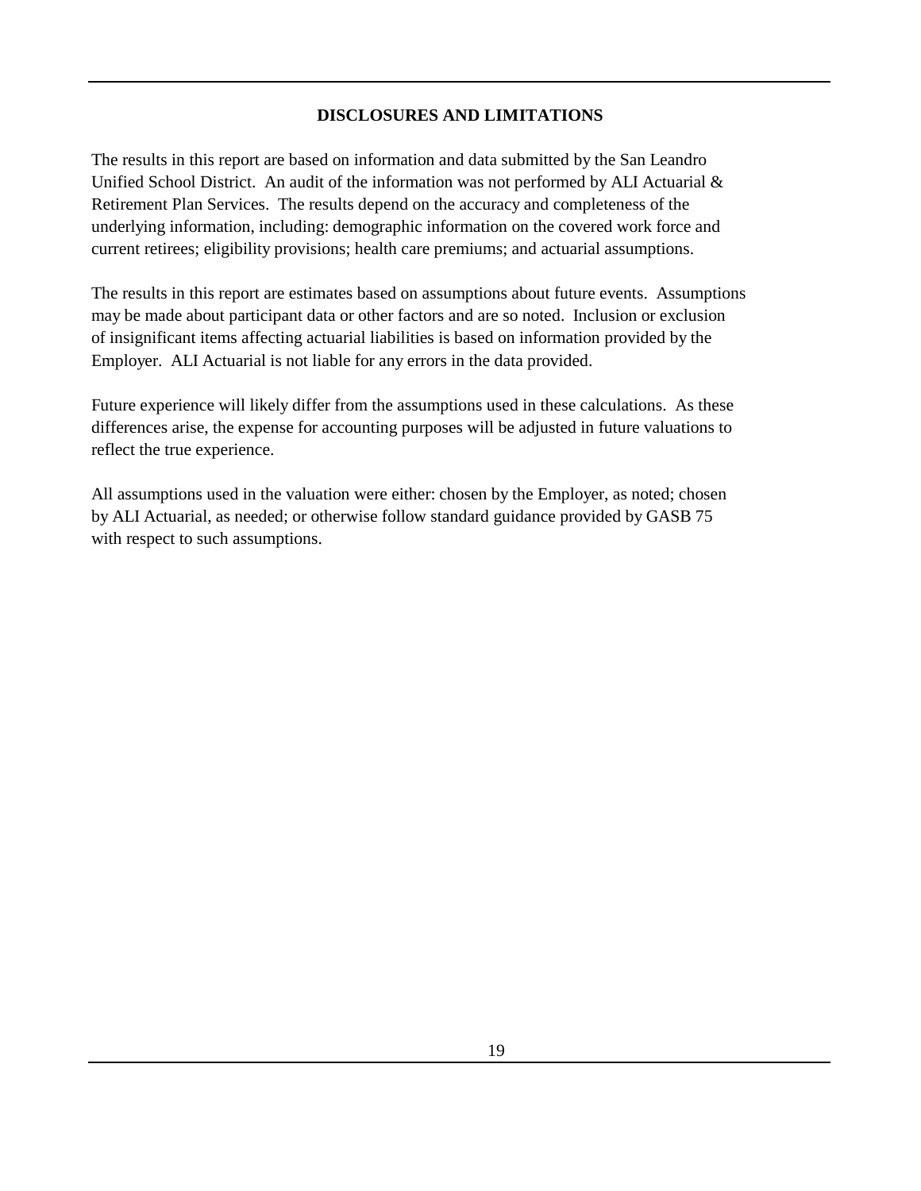## DISCLOSURES AND LIMITATIONS

The results in this report are based on information and data submitted by the San Leandro Unified School District. An audit of the information was not performed by ALI Actuarial & Retirement Plan Services. The results depend on the accuracy and completeness of the underlying information, including: demographic information on the covered work force and current retirees; eligibility provisions; health care premiums; and actuarial assumptions.

The results in this report are estimates based on assumptions about future events. Assumptions may be made about participant data or other factors and are so noted. Inclusion or exclusion of insignificant items affecting actuarial liabilities is based on information provided by the Employer. ALI Actuarial is not liable for any errors in the data provided.

Future experience will likely differ from the assumptions used in these calculations. As these differences arise, the expense for accounting purposes will be adjusted in future valuations to reflect the true experience.

All assumptions used in the valuation were either: chosen by the Employer, as noted; chosen by ALI Actuarial, as needed; or otherwise follow standard guidance provided by GASB 75 with respect to such assumptions.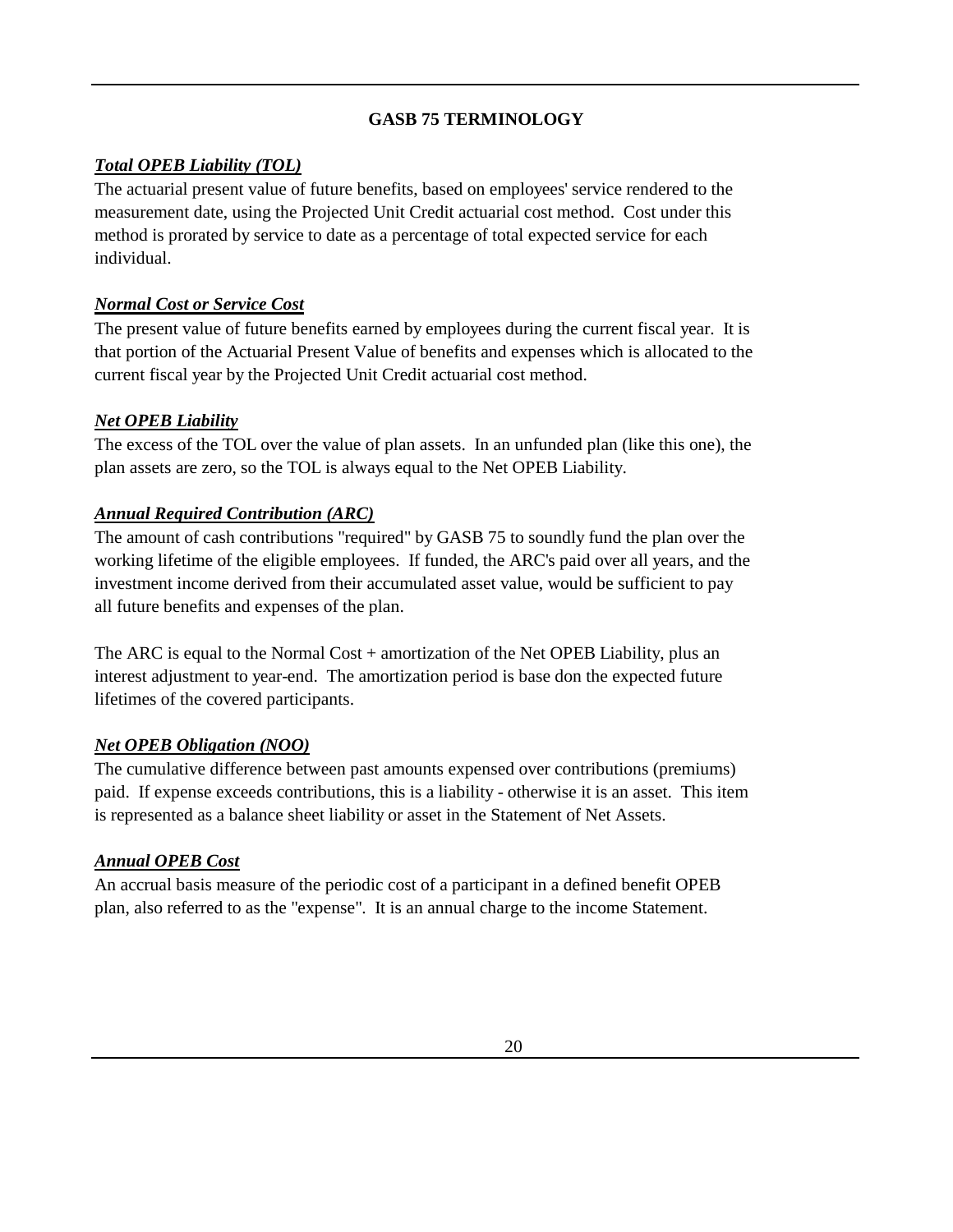## GASB 75 TERMINOLOGY

***Total OPEB Liability (TOL)***

The actuarial present value of future benefits, based on employees' service rendered to the measurement date, using the Projected Unit Credit actuarial cost method. Cost under this method is prorated by service to date as a percentage of total expected service for each individual.

***Normal Cost or Service Cost***

The present value of future benefits earned by employees during the current fiscal year. It is that portion of the Actuarial Present Value of benefits and expenses which is allocated to the current fiscal year by the Projected Unit Credit actuarial cost method.

***Net OPEB Liability***

The excess of the TOL over the value of plan assets. In an unfunded plan (like this one), the plan assets are zero, so the TOL is always equal to the Net OPEB Liability.

***Annual Required Contribution (ARC)***

The amount of cash contributions "required" by GASB 75 to soundly fund the plan over the working lifetime of the eligible employees. If funded, the ARC's paid over all years, and the investment income derived from their accumulated asset value, would be sufficient to pay all future benefits and expenses of the plan.

The ARC is equal to the Normal Cost + amortization of the Net OPEB Liability, plus an interest adjustment to year-end. The amortization period is base don the expected future lifetimes of the covered participants.

***Net OPEB Obligation (NOO)***

The cumulative difference between past amounts expensed over contributions (premiums) paid. If expense exceeds contributions, this is a liability - otherwise it is an asset. This item is represented as a balance sheet liability or asset in the Statement of Net Assets.

***Annual OPEB Cost***

An accrual basis measure of the periodic cost of a participant in a defined benefit OPEB plan, also referred to as the "expense". It is an annual charge to the income Statement.